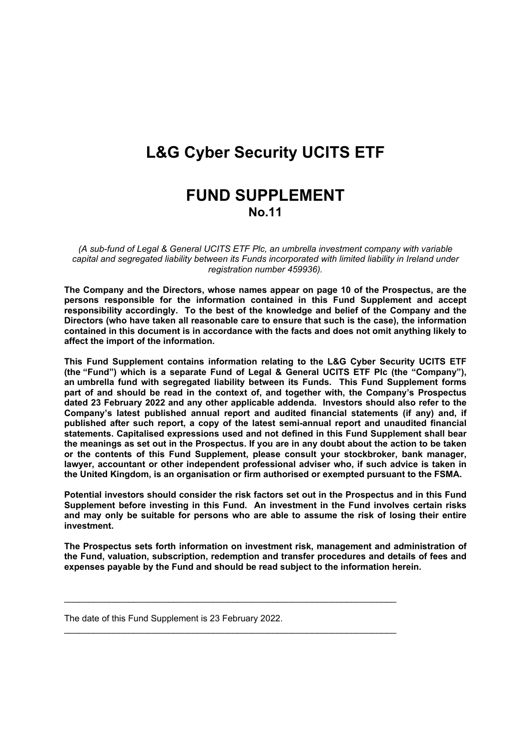# L&G Cyber Security UCITS ETF

# FUND SUPPLEMENT
## No.11

*(A sub-fund of Legal & General UCITS ETF Plc, an umbrella investment company with variable capital and segregated liability between its Funds incorporated with limited liability in Ireland under registration number 459936).*

**The Company and the Directors, whose names appear on page 10 of the Prospectus, are the persons responsible for the information contained in this Fund Supplement and accept responsibility accordingly. To the best of the knowledge and belief of the Company and the Directors (who have taken all reasonable care to ensure that such is the case), the information contained in this document is in accordance with the facts and does not omit anything likely to affect the import of the information.**

**This Fund Supplement contains information relating to the L&G Cyber Security UCITS ETF (the "Fund") which is a separate Fund of Legal & General UCITS ETF Plc (the "Company"), an umbrella fund with segregated liability between its Funds. This Fund Supplement forms part of and should be read in the context of, and together with, the Company's Prospectus dated 23 February 2022 and any other applicable addenda. Investors should also refer to the Company's latest published annual report and audited financial statements (if any) and, if published after such report, a copy of the latest semi-annual report and unaudited financial statements. Capitalised expressions used and not defined in this Fund Supplement shall bear the meanings as set out in the Prospectus. If you are in any doubt about the action to be taken or the contents of this Fund Supplement, please consult your stockbroker, bank manager, lawyer, accountant or other independent professional adviser who, if such advice is taken in the United Kingdom, is an organisation or firm authorised or exempted pursuant to the FSMA.**

**Potential investors should consider the risk factors set out in the Prospectus and in this Fund Supplement before investing in this Fund. An investment in the Fund involves certain risks and may only be suitable for persons who are able to assume the risk of losing their entire investment.**

**The Prospectus sets forth information on investment risk, management and administration of the Fund, valuation, subscription, redemption and transfer procedures and details of fees and expenses payable by the Fund and should be read subject to the information herein.**

---

The date of this Fund Supplement is 23 February 2022.

---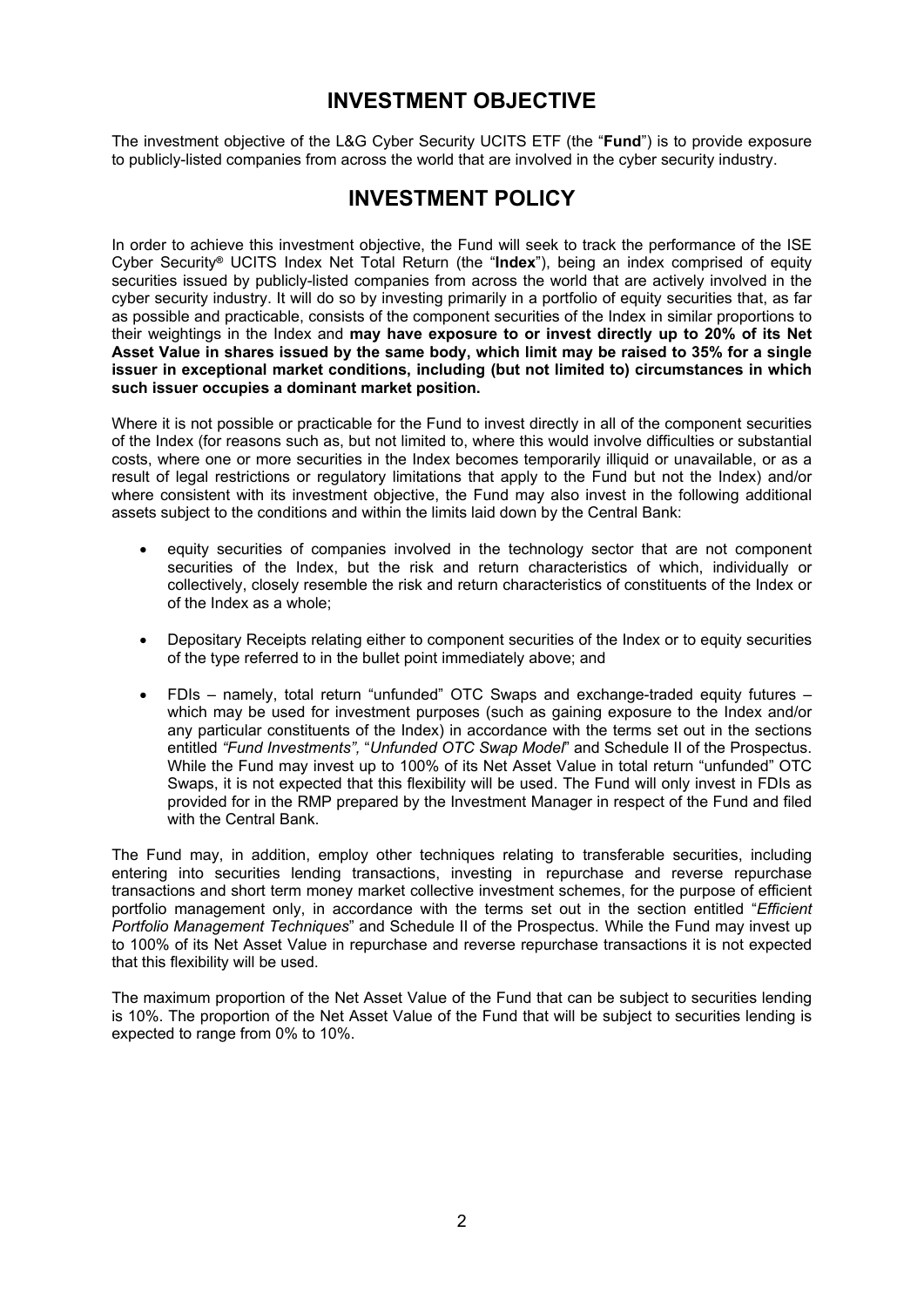# INVESTMENT OBJECTIVE

The investment objective of the L&G Cyber Security UCITS ETF (the "**Fund**") is to provide exposure to publicly-listed companies from across the world that are involved in the cyber security industry.

# INVESTMENT POLICY

In order to achieve this investment objective, the Fund will seek to track the performance of the ISE Cyber Security® UCITS Index Net Total Return (the "**Index**"), being an index comprised of equity securities issued by publicly-listed companies from across the world that are actively involved in the cyber security industry. It will do so by investing primarily in a portfolio of equity securities that, as far as possible and practicable, consists of the component securities of the Index in similar proportions to their weightings in the Index and **may have exposure to or invest directly up to 20% of its Net Asset Value in shares issued by the same body, which limit may be raised to 35% for a single issuer in exceptional market conditions, including (but not limited to) circumstances in which such issuer occupies a dominant market position.**

Where it is not possible or practicable for the Fund to invest directly in all of the component securities of the Index (for reasons such as, but not limited to, where this would involve difficulties or substantial costs, where one or more securities in the Index becomes temporarily illiquid or unavailable, or as a result of legal restrictions or regulatory limitations that apply to the Fund but not the Index) and/or where consistent with its investment objective, the Fund may also invest in the following additional assets subject to the conditions and within the limits laid down by the Central Bank:

- equity securities of companies involved in the technology sector that are not component securities of the Index, but the risk and return characteristics of which, individually or collectively, closely resemble the risk and return characteristics of constituents of the Index or of the Index as a whole;
- Depositary Receipts relating either to component securities of the Index or to equity securities of the type referred to in the bullet point immediately above; and
- FDIs – namely, total return "unfunded" OTC Swaps and exchange-traded equity futures – which may be used for investment purposes (such as gaining exposure to the Index and/or any particular constituents of the Index) in accordance with the terms set out in the sections entitled *"Fund Investments"*, "*Unfunded OTC Swap Model*" and Schedule II of the Prospectus. While the Fund may invest up to 100% of its Net Asset Value in total return "unfunded" OTC Swaps, it is not expected that this flexibility will be used. The Fund will only invest in FDIs as provided for in the RMP prepared by the Investment Manager in respect of the Fund and filed with the Central Bank.

The Fund may, in addition, employ other techniques relating to transferable securities, including entering into securities lending transactions, investing in repurchase and reverse repurchase transactions and short term money market collective investment schemes, for the purpose of efficient portfolio management only, in accordance with the terms set out in the section entitled "*Efficient Portfolio Management Techniques*" and Schedule II of the Prospectus. While the Fund may invest up to 100% of its Net Asset Value in repurchase and reverse repurchase transactions it is not expected that this flexibility will be used.

The maximum proportion of the Net Asset Value of the Fund that can be subject to securities lending is 10%. The proportion of the Net Asset Value of the Fund that will be subject to securities lending is expected to range from 0% to 10%.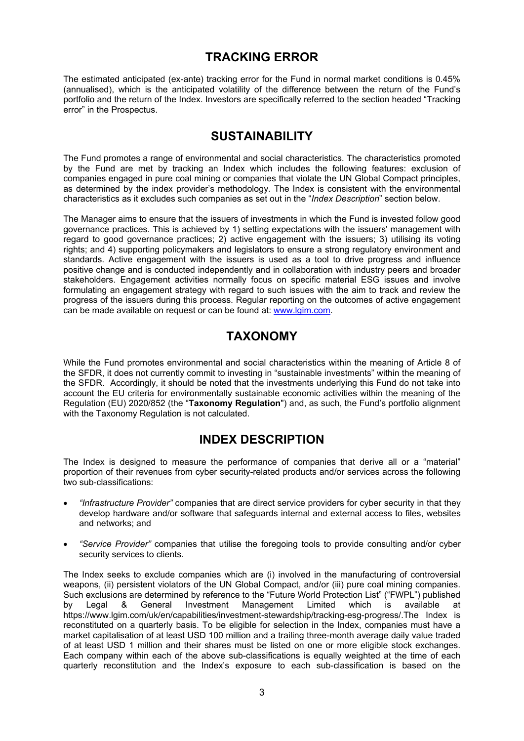## TRACKING ERROR

The estimated anticipated (ex-ante) tracking error for the Fund in normal market conditions is 0.45% (annualised), which is the anticipated volatility of the difference between the return of the Fund's portfolio and the return of the Index. Investors are specifically referred to the section headed "Tracking error" in the Prospectus.

## SUSTAINABILITY

The Fund promotes a range of environmental and social characteristics. The characteristics promoted by the Fund are met by tracking an Index which includes the following features: exclusion of companies engaged in pure coal mining or companies that violate the UN Global Compact principles, as determined by the index provider's methodology. The Index is consistent with the environmental characteristics as it excludes such companies as set out in the "*Index Description*" section below.

The Manager aims to ensure that the issuers of investments in which the Fund is invested follow good governance practices. This is achieved by 1) setting expectations with the issuers' management with regard to good governance practices; 2) active engagement with the issuers; 3) utilising its voting rights; and 4) supporting policymakers and legislators to ensure a strong regulatory environment and standards. Active engagement with the issuers is used as a tool to drive progress and influence positive change and is conducted independently and in collaboration with industry peers and broader stakeholders. Engagement activities normally focus on specific material ESG issues and involve formulating an engagement strategy with regard to such issues with the aim to track and review the progress of the issuers during this process. Regular reporting on the outcomes of active engagement can be made available on request or can be found at: [www.lgim.com](www.lgim.com).

## TAXONOMY

While the Fund promotes environmental and social characteristics within the meaning of Article 8 of the SFDR, it does not currently commit to investing in "sustainable investments" within the meaning of the SFDR. Accordingly, it should be noted that the investments underlying this Fund do not take into account the EU criteria for environmentally sustainable economic activities within the meaning of the Regulation (EU) 2020/852 (the "**Taxonomy Regulation**") and, as such, the Fund's portfolio alignment with the Taxonomy Regulation is not calculated.

## INDEX DESCRIPTION

The Index is designed to measure the performance of companies that derive all or a "material" proportion of their revenues from cyber security-related products and/or services across the following two sub-classifications:

- *"Infrastructure Provider"* companies that are direct service providers for cyber security in that they develop hardware and/or software that safeguards internal and external access to files, websites and networks; and
- *"Service Provider"* companies that utilise the foregoing tools to provide consulting and/or cyber security services to clients.

The Index seeks to exclude companies which are (i) involved in the manufacturing of controversial weapons, (ii) persistent violators of the UN Global Compact, and/or (iii) pure coal mining companies. Such exclusions are determined by reference to the "Future World Protection List" ("FWPL") published by Legal & General Investment Management Limited which is available at https://www.lgim.com/uk/en/capabilities/investment-stewardship/tracking-esg-progress/.The Index is reconstituted on a quarterly basis. To be eligible for selection in the Index, companies must have a market capitalisation of at least USD 100 million and a trailing three-month average daily value traded of at least USD 1 million and their shares must be listed on one or more eligible stock exchanges. Each company within each of the above sub-classifications is equally weighted at the time of each quarterly reconstitution and the Index's exposure to each sub-classification is based on the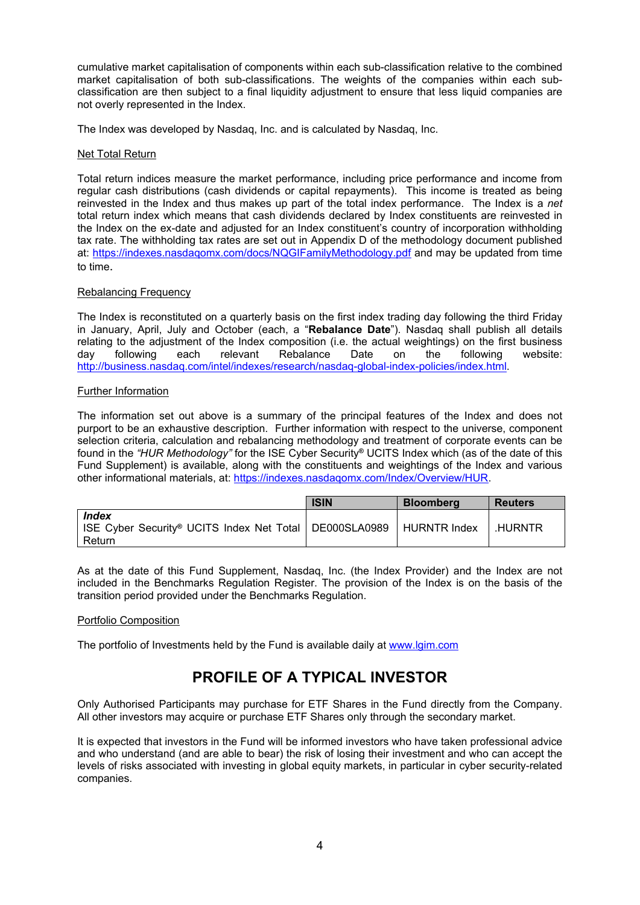cumulative market capitalisation of components within each sub-classification relative to the combined market capitalisation of both sub-classifications. The weights of the companies within each sub-classification are then subject to a final liquidity adjustment to ensure that less liquid companies are not overly represented in the Index.

The Index was developed by Nasdaq, Inc. and is calculated by Nasdaq, Inc.

Net Total Return

Total return indices measure the market performance, including price performance and income from regular cash distributions (cash dividends or capital repayments). This income is treated as being reinvested in the Index and thus makes up part of the total index performance. The Index is a *net* total return index which means that cash dividends declared by Index constituents are reinvested in the Index on the ex-date and adjusted for an Index constituent's country of incorporation withholding tax rate. The withholding tax rates are set out in Appendix D of the methodology document published at: https://indexes.nasdaqomx.com/docs/NQGIFamilyMethodology.pdf and may be updated from time to time.

Rebalancing Frequency

The Index is reconstituted on a quarterly basis on the first index trading day following the third Friday in January, April, July and October (each, a "**Rebalance Date**"). Nasdaq shall publish all details relating to the adjustment of the Index composition (i.e. the actual weightings) on the first business day following each relevant Rebalance Date on the following website: http://business.nasdaq.com/intel/indexes/research/nasdaq-global-index-policies/index.html.

Further Information

The information set out above is a summary of the principal features of the Index and does not purport to be an exhaustive description. Further information with respect to the universe, component selection criteria, calculation and rebalancing methodology and treatment of corporate events can be found in the *"HUR Methodology"* for the ISE Cyber Security® UCITS Index which (as of the date of this Fund Supplement) is available, along with the constituents and weightings of the Index and various other informational materials, at: https://indexes.nasdaqomx.com/Index/Overview/HUR.

| | ISIN | Bloomberg | Reuters |
|---|---|---|---|
| ***Index*** ISE Cyber Security® UCITS Index Net Total Return | DE000SLA0989 | HURNTR Index | .HURNTR |

As at the date of this Fund Supplement, Nasdaq, Inc. (the Index Provider) and the Index are not included in the Benchmarks Regulation Register. The provision of the Index is on the basis of the transition period provided under the Benchmarks Regulation.

Portfolio Composition

The portfolio of Investments held by the Fund is available daily at www.lgim.com

# PROFILE OF A TYPICAL INVESTOR

Only Authorised Participants may purchase for ETF Shares in the Fund directly from the Company. All other investors may acquire or purchase ETF Shares only through the secondary market.

It is expected that investors in the Fund will be informed investors who have taken professional advice and who understand (and are able to bear) the risk of losing their investment and who can accept the levels of risks associated with investing in global equity markets, in particular in cyber security-related companies.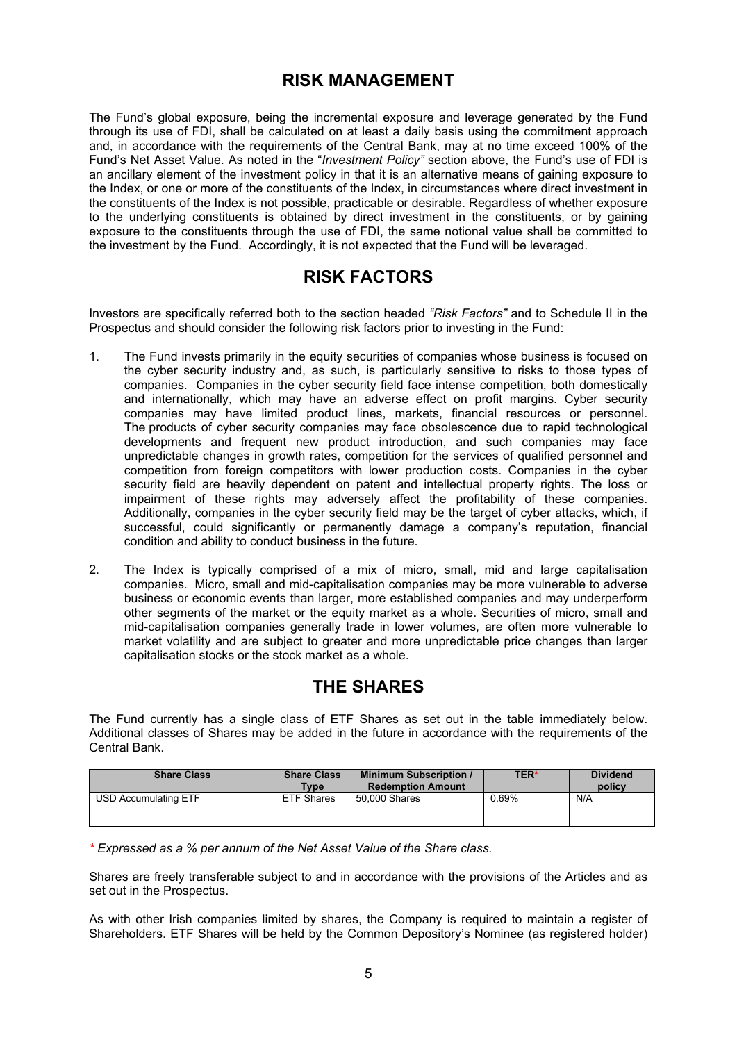## RISK MANAGEMENT

The Fund's global exposure, being the incremental exposure and leverage generated by the Fund through its use of FDI, shall be calculated on at least a daily basis using the commitment approach and, in accordance with the requirements of the Central Bank, may at no time exceed 100% of the Fund's Net Asset Value. As noted in the "*Investment Policy"* section above, the Fund's use of FDI is an ancillary element of the investment policy in that it is an alternative means of gaining exposure to the Index, or one or more of the constituents of the Index, in circumstances where direct investment in the constituents of the Index is not possible, practicable or desirable. Regardless of whether exposure to the underlying constituents is obtained by direct investment in the constituents, or by gaining exposure to the constituents through the use of FDI, the same notional value shall be committed to the investment by the Fund. Accordingly, it is not expected that the Fund will be leveraged.

## RISK FACTORS

Investors are specifically referred both to the section headed *"Risk Factors"* and to Schedule II in the Prospectus and should consider the following risk factors prior to investing in the Fund:

1. The Fund invests primarily in the equity securities of companies whose business is focused on the cyber security industry and, as such, is particularly sensitive to risks to those types of companies. Companies in the cyber security field face intense competition, both domestically and internationally, which may have an adverse effect on profit margins. Cyber security companies may have limited product lines, markets, financial resources or personnel. The products of cyber security companies may face obsolescence due to rapid technological developments and frequent new product introduction, and such companies may face unpredictable changes in growth rates, competition for the services of qualified personnel and competition from foreign competitors with lower production costs. Companies in the cyber security field are heavily dependent on patent and intellectual property rights. The loss or impairment of these rights may adversely affect the profitability of these companies. Additionally, companies in the cyber security field may be the target of cyber attacks, which, if successful, could significantly or permanently damage a company's reputation, financial condition and ability to conduct business in the future.

2. The Index is typically comprised of a mix of micro, small, mid and large capitalisation companies. Micro, small and mid-capitalisation companies may be more vulnerable to adverse business or economic events than larger, more established companies and may underperform other segments of the market or the equity market as a whole. Securities of micro, small and mid-capitalisation companies generally trade in lower volumes, are often more vulnerable to market volatility and are subject to greater and more unpredictable price changes than larger capitalisation stocks or the stock market as a whole.

## THE SHARES

The Fund currently has a single class of ETF Shares as set out in the table immediately below. Additional classes of Shares may be added in the future in accordance with the requirements of the Central Bank.

| Share Class | Share Class Type | Minimum Subscription / Redemption Amount | TER* | Dividend policy |
|---|---|---|---|---|
| USD Accumulating ETF | ETF Shares | 50,000 Shares | 0.69% | N/A |

*\* Expressed as a % per annum of the Net Asset Value of the Share class.*

Shares are freely transferable subject to and in accordance with the provisions of the Articles and as set out in the Prospectus.

As with other Irish companies limited by shares, the Company is required to maintain a register of Shareholders. ETF Shares will be held by the Common Depository's Nominee (as registered holder)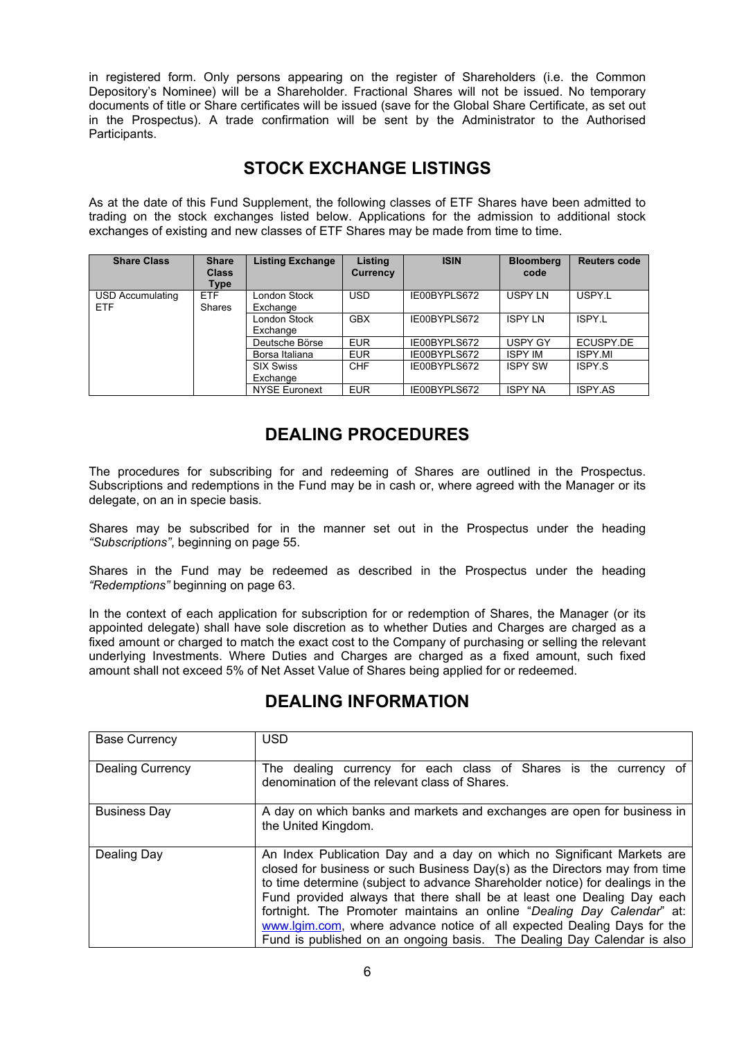in registered form. Only persons appearing on the register of Shareholders (i.e. the Common Depository's Nominee) will be a Shareholder. Fractional Shares will not be issued. No temporary documents of title or Share certificates will be issued (save for the Global Share Certificate, as set out in the Prospectus). A trade confirmation will be sent by the Administrator to the Authorised Participants.

## STOCK EXCHANGE LISTINGS

As at the date of this Fund Supplement, the following classes of ETF Shares have been admitted to trading on the stock exchanges listed below. Applications for the admission to additional stock exchanges of existing and new classes of ETF Shares may be made from time to time.

| Share Class | Share Class Type | Listing Exchange | Listing Currency | ISIN | Bloomberg code | Reuters code |
|---|---|---|---|---|---|---|
| USD Accumulating ETF | ETF Shares | London Stock Exchange | USD | IE00BYPLS672 | USPY LN | USPY.L |
| | | London Stock Exchange | GBX | IE00BYPLS672 | ISPY LN | ISPY.L |
| | | Deutsche Börse | EUR | IE00BYPLS672 | USPY GY | ECUSPY.DE |
| | | Borsa Italiana | EUR | IE00BYPLS672 | ISPY IM | ISPY.MI |
| | | SIX Swiss Exchange | CHF | IE00BYPLS672 | ISPY SW | ISPY.S |
| | | NYSE Euronext | EUR | IE00BYPLS672 | ISPY NA | ISPY.AS |

## DEALING PROCEDURES

The procedures for subscribing for and redeeming of Shares are outlined in the Prospectus. Subscriptions and redemptions in the Fund may be in cash or, where agreed with the Manager or its delegate, on an in specie basis.

Shares may be subscribed for in the manner set out in the Prospectus under the heading *"Subscriptions"*, beginning on page 55.

Shares in the Fund may be redeemed as described in the Prospectus under the heading *"Redemptions"* beginning on page 63.

In the context of each application for subscription for or redemption of Shares, the Manager (or its appointed delegate) shall have sole discretion as to whether Duties and Charges are charged as a fixed amount or charged to match the exact cost to the Company of purchasing or selling the relevant underlying Investments. Where Duties and Charges are charged as a fixed amount, such fixed amount shall not exceed 5% of Net Asset Value of Shares being applied for or redeemed.

## DEALING INFORMATION

| | |
|---|---|
| Base Currency | USD |
| Dealing Currency | The dealing currency for each class of Shares is the currency of denomination of the relevant class of Shares. |
| Business Day | A day on which banks and markets and exchanges are open for business in the United Kingdom. |
| Dealing Day | An Index Publication Day and a day on which no Significant Markets are closed for business or such Business Day(s) as the Directors may from time to time determine (subject to advance Shareholder notice) for dealings in the Fund provided always that there shall be at least one Dealing Day each fortnight. The Promoter maintains an online "*Dealing Day Calendar*" at: www.lgim.com, where advance notice of all expected Dealing Days for the Fund is published on an ongoing basis. The Dealing Day Calendar is also |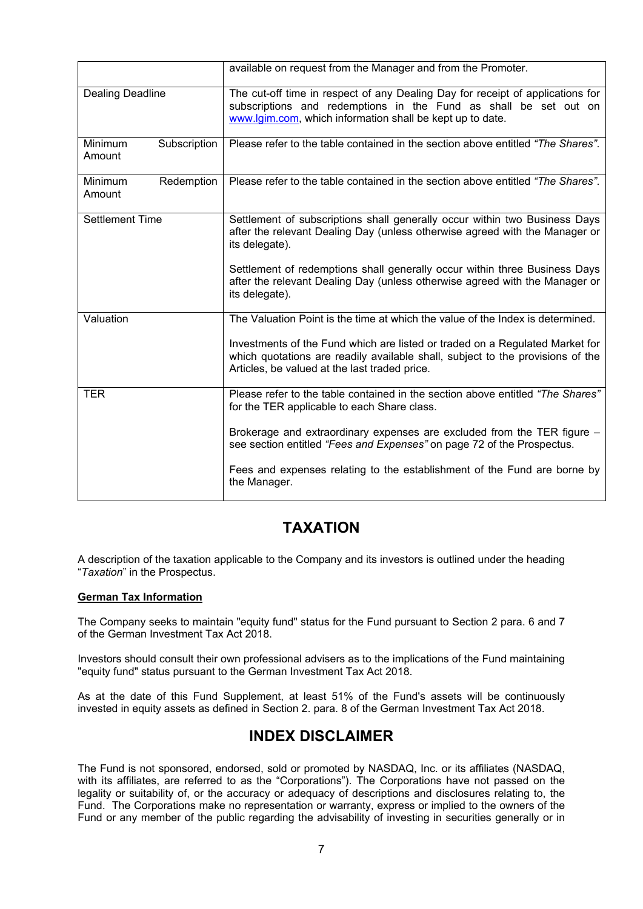| | |
|---|---|
| | available on request from the Manager and from the Promoter. |
| Dealing Deadline | The cut-off time in respect of any Dealing Day for receipt of applications for subscriptions and redemptions in the Fund as shall be set out on www.lgim.com, which information shall be kept up to date. |
| Minimum Subscription Amount | Please refer to the table contained in the section above entitled *"The Shares"*. |
| Minimum Redemption Amount | Please refer to the table contained in the section above entitled *"The Shares"*. |
| Settlement Time | Settlement of subscriptions shall generally occur within two Business Days after the relevant Dealing Day (unless otherwise agreed with the Manager or its delegate).<br><br>Settlement of redemptions shall generally occur within three Business Days after the relevant Dealing Day (unless otherwise agreed with the Manager or its delegate). |
| Valuation | The Valuation Point is the time at which the value of the Index is determined.<br><br>Investments of the Fund which are listed or traded on a Regulated Market for which quotations are readily available shall, subject to the provisions of the Articles, be valued at the last traded price. |
| TER | Please refer to the table contained in the section above entitled *"The Shares"* for the TER applicable to each Share class.<br><br>Brokerage and extraordinary expenses are excluded from the TER figure – see section entitled *"Fees and Expenses"* on page 72 of the Prospectus.<br><br>Fees and expenses relating to the establishment of the Fund are borne by the Manager. |

# TAXATION

A description of the taxation applicable to the Company and its investors is outlined under the heading "*Taxation*" in the Prospectus.

**German Tax Information**

The Company seeks to maintain "equity fund" status for the Fund pursuant to Section 2 para. 6 and 7 of the German Investment Tax Act 2018.

Investors should consult their own professional advisers as to the implications of the Fund maintaining "equity fund" status pursuant to the German Investment Tax Act 2018.

As at the date of this Fund Supplement, at least 51% of the Fund's assets will be continuously invested in equity assets as defined in Section 2. para. 8 of the German Investment Tax Act 2018.

# INDEX DISCLAIMER

The Fund is not sponsored, endorsed, sold or promoted by NASDAQ, Inc. or its affiliates (NASDAQ, with its affiliates, are referred to as the "Corporations"). The Corporations have not passed on the legality or suitability of, or the accuracy or adequacy of descriptions and disclosures relating to, the Fund. The Corporations make no representation or warranty, express or implied to the owners of the Fund or any member of the public regarding the advisability of investing in securities generally or in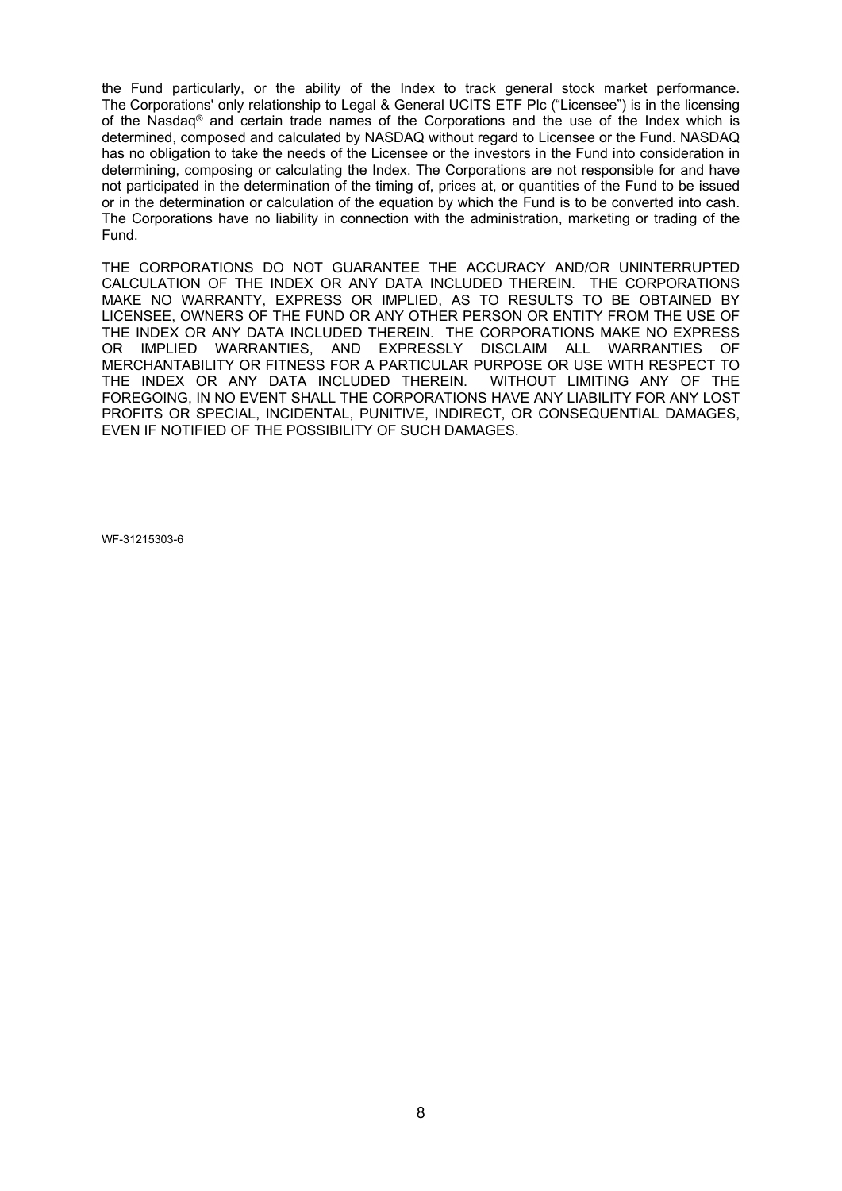the Fund particularly, or the ability of the Index to track general stock market performance. The Corporations' only relationship to Legal & General UCITS ETF Plc ("Licensee") is in the licensing of the Nasdaq® and certain trade names of the Corporations and the use of the Index which is determined, composed and calculated by NASDAQ without regard to Licensee or the Fund. NASDAQ has no obligation to take the needs of the Licensee or the investors in the Fund into consideration in determining, composing or calculating the Index. The Corporations are not responsible for and have not participated in the determination of the timing of, prices at, or quantities of the Fund to be issued or in the determination or calculation of the equation by which the Fund is to be converted into cash. The Corporations have no liability in connection with the administration, marketing or trading of the Fund.

THE CORPORATIONS DO NOT GUARANTEE THE ACCURACY AND/OR UNINTERRUPTED CALCULATION OF THE INDEX OR ANY DATA INCLUDED THEREIN. THE CORPORATIONS MAKE NO WARRANTY, EXPRESS OR IMPLIED, AS TO RESULTS TO BE OBTAINED BY LICENSEE, OWNERS OF THE FUND OR ANY OTHER PERSON OR ENTITY FROM THE USE OF THE INDEX OR ANY DATA INCLUDED THEREIN. THE CORPORATIONS MAKE NO EXPRESS OR IMPLIED WARRANTIES, AND EXPRESSLY DISCLAIM ALL WARRANTIES OF MERCHANTABILITY OR FITNESS FOR A PARTICULAR PURPOSE OR USE WITH RESPECT TO THE INDEX OR ANY DATA INCLUDED THEREIN. WITHOUT LIMITING ANY OF THE FOREGOING, IN NO EVENT SHALL THE CORPORATIONS HAVE ANY LIABILITY FOR ANY LOST PROFITS OR SPECIAL, INCIDENTAL, PUNITIVE, INDIRECT, OR CONSEQUENTIAL DAMAGES, EVEN IF NOTIFIED OF THE POSSIBILITY OF SUCH DAMAGES.

WF-31215303-6